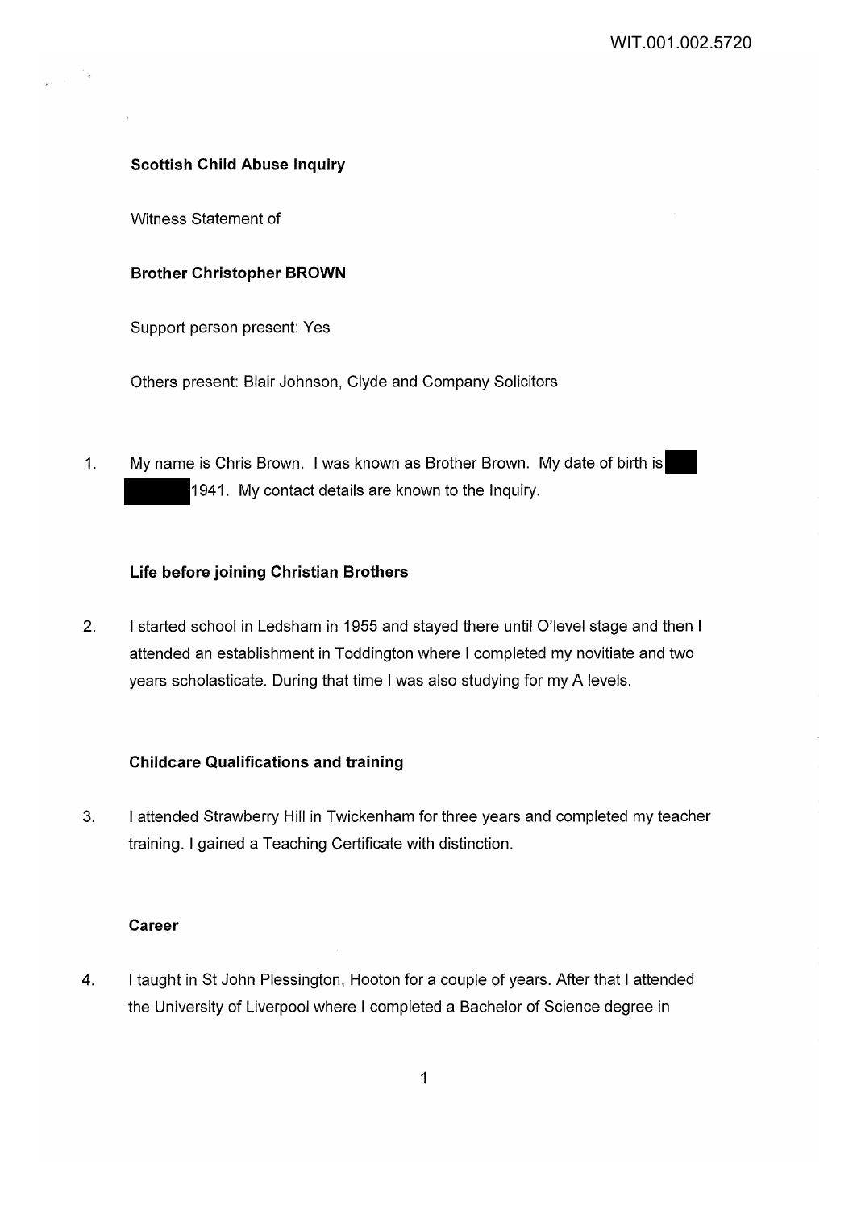**Scottish Child Abuse Inquiry**

Witness Statement of

**Brother Christopher BROWN**

Support person present: Yes

Others present: Blair Johnson, Clyde and Company Solicitors

1. My name is Chris Brown. I was known as Brother Brown. My date of birth is [REDACTED] 1941. My contact details are known to the Inquiry.

**Life before joining Christian Brothers**

2. I started school in Ledsham in 1955 and stayed there until O'level stage and then I attended an establishment in Toddington where I completed my novitiate and two years scholasticate. During that time I was also studying for my A levels.

**Childcare Qualifications and training**

3. I attended Strawberry Hill in Twickenham for three years and completed my teacher training. I gained a Teaching Certificate with distinction.

**Career**

4. I taught in St John Plessington, Hooton for a couple of years. After that I attended the University of Liverpool where I completed a Bachelor of Science degree in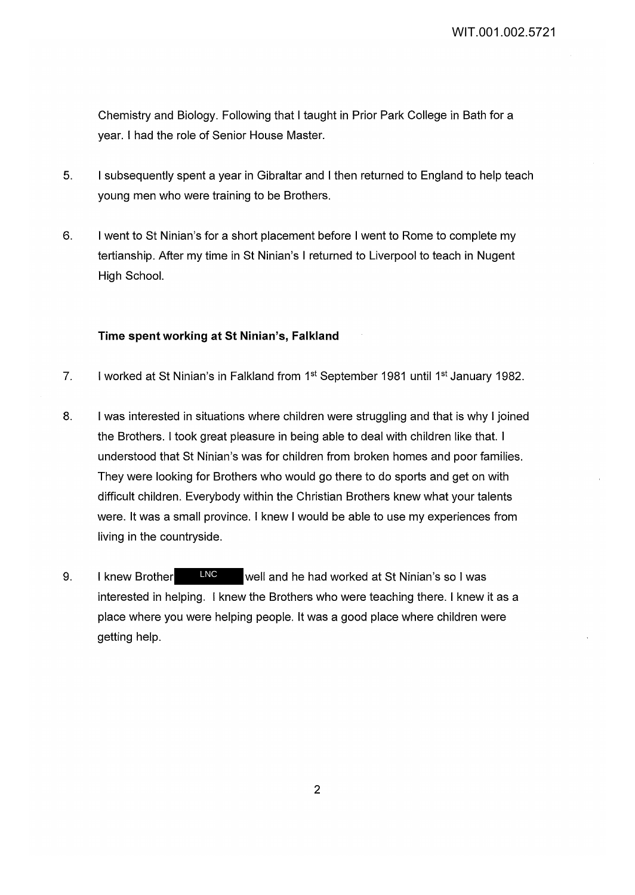Chemistry and Biology. Following that I taught in Prior Park College in Bath for a year. I had the role of Senior House Master.

5. I subsequently spent a year in Gibraltar and I then returned to England to help teach young men who were training to be Brothers.

6. I went to St Ninian's for a short placement before I went to Rome to complete my tertianship. After my time in St Ninian's I returned to Liverpool to teach in Nugent High School.

### Time spent working at St Ninian's, Falkland

7. I worked at St Ninian's in Falkland from 1st September 1981 until 1st January 1982.

8. I was interested in situations where children were struggling and that is why I joined the Brothers. I took great pleasure in being able to deal with children like that. I understood that St Ninian's was for children from broken homes and poor families. They were looking for Brothers who would go there to do sports and get on with difficult children. Everybody within the Christian Brothers knew what your talents were. It was a small province. I knew I would be able to use my experiences from living in the countryside.

9. I knew Brother LNC well and he had worked at St Ninian's so I was interested in helping. I knew the Brothers who were teaching there. I knew it as a place where you were helping people. It was a good place where children were getting help.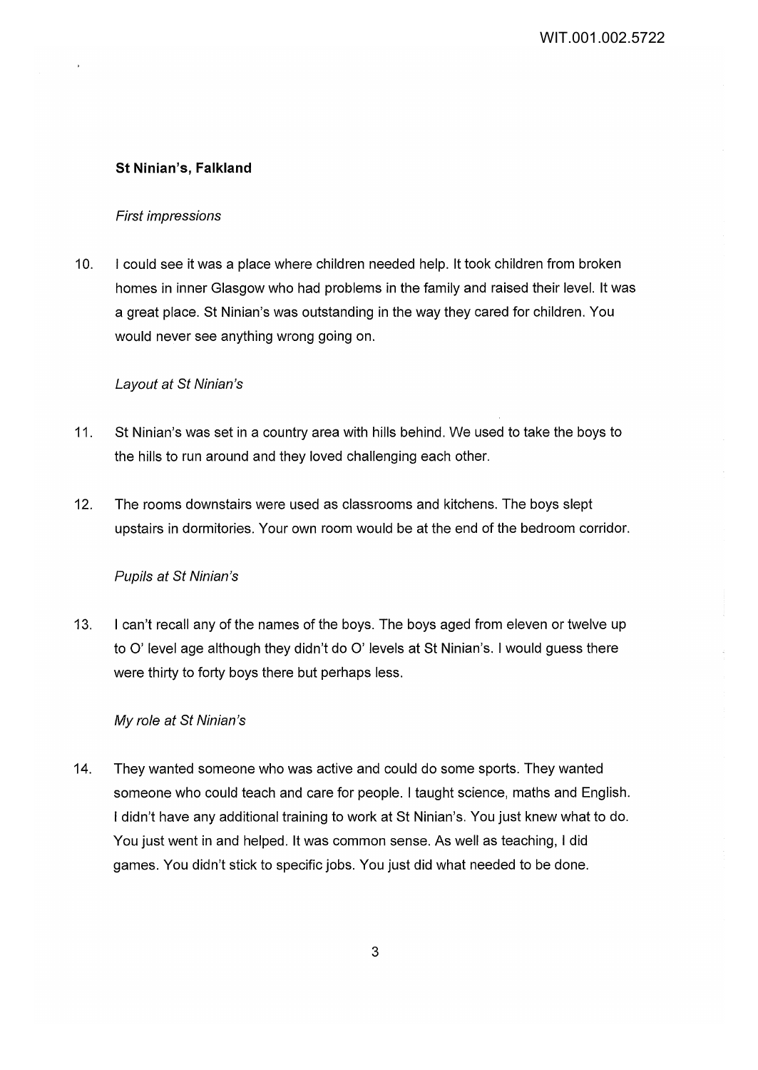### St Ninian's, Falkland

*First impressions*

10. I could see it was a place where children needed help. It took children from broken homes in inner Glasgow who had problems in the family and raised their level. It was a great place. St Ninian's was outstanding in the way they cared for children. You would never see anything wrong going on.

*Layout at St Ninian's*

11. St Ninian's was set in a country area with hills behind. We used to take the boys to the hills to run around and they loved challenging each other.

12. The rooms downstairs were used as classrooms and kitchens. The boys slept upstairs in dormitories. Your own room would be at the end of the bedroom corridor.

*Pupils at St Ninian's*

13. I can't recall any of the names of the boys. The boys aged from eleven or twelve up to O' level age although they didn't do O' levels at St Ninian's. I would guess there were thirty to forty boys there but perhaps less.

*My role at St Ninian's*

14. They wanted someone who was active and could do some sports. They wanted someone who could teach and care for people. I taught science, maths and English. I didn't have any additional training to work at St Ninian's. You just knew what to do. You just went in and helped. It was common sense. As well as teaching, I did games. You didn't stick to specific jobs. You just did what needed to be done.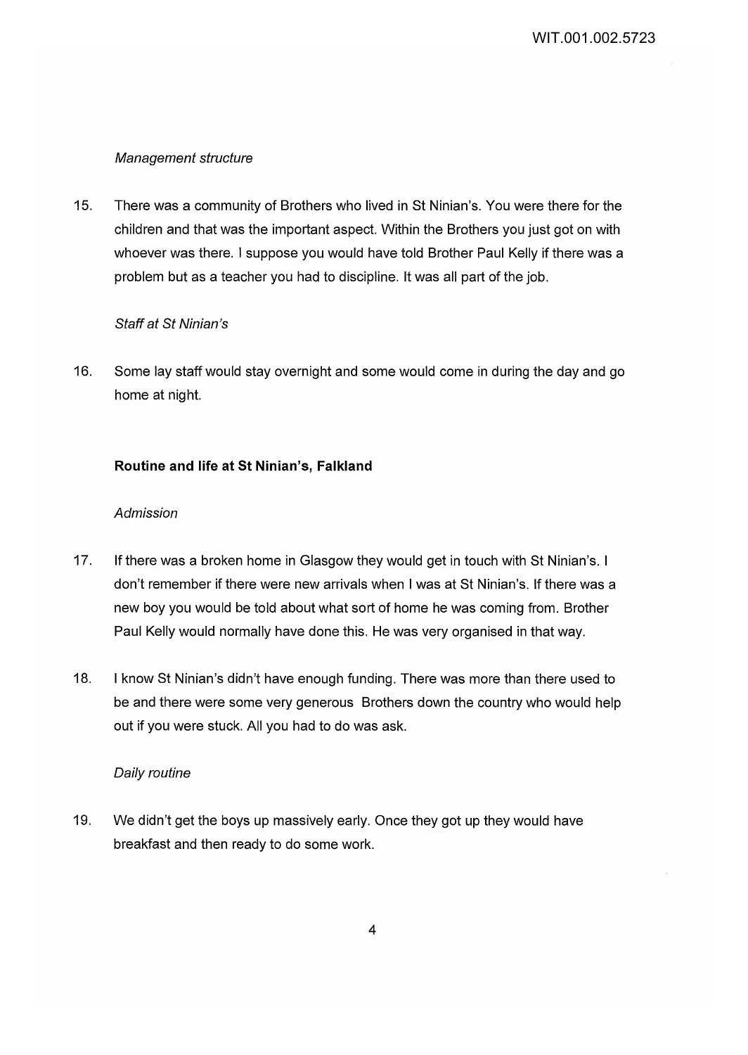*Management structure*

15. There was a community of Brothers who lived in St Ninian's. You were there for the children and that was the important aspect. Within the Brothers you just got on with whoever was there. I suppose you would have told Brother Paul Kelly if there was a problem but as a teacher you had to discipline. It was all part of the job.

*Staff at St Ninian's*

16. Some lay staff would stay overnight and some would come in during the day and go home at night.

**Routine and life at St Ninian's, Falkland**

*Admission*

17. If there was a broken home in Glasgow they would get in touch with St Ninian's. I don't remember if there were new arrivals when I was at St Ninian's. If there was a new boy you would be told about what sort of home he was coming from. Brother Paul Kelly would normally have done this. He was very organised in that way.

18. I know St Ninian's didn't have enough funding. There was more than there used to be and there were some very generous Brothers down the country who would help out if you were stuck. All you had to do was ask.

*Daily routine*

19. We didn't get the boys up massively early. Once they got up they would have breakfast and then ready to do some work.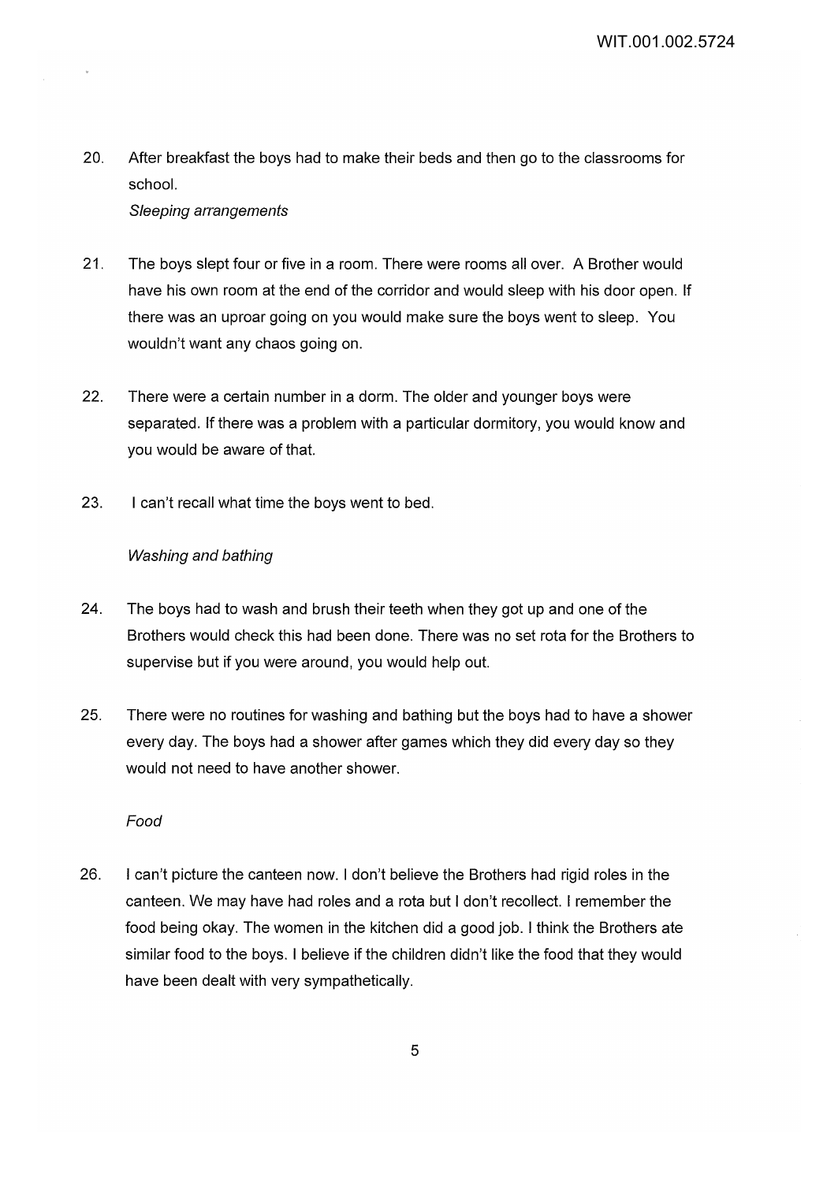20. After breakfast the boys had to make their beds and then go to the classrooms for school.

*Sleeping arrangements*

21. The boys slept four or five in a room. There were rooms all over. A Brother would have his own room at the end of the corridor and would sleep with his door open. If there was an uproar going on you would make sure the boys went to sleep. You wouldn't want any chaos going on.

22. There were a certain number in a dorm. The older and younger boys were separated. If there was a problem with a particular dormitory, you would know and you would be aware of that.

23. I can't recall what time the boys went to bed.

*Washing and bathing*

24. The boys had to wash and brush their teeth when they got up and one of the Brothers would check this had been done. There was no set rota for the Brothers to supervise but if you were around, you would help out.

25. There were no routines for washing and bathing but the boys had to have a shower every day. The boys had a shower after games which they did every day so they would not need to have another shower.

*Food*

26. I can't picture the canteen now. I don't believe the Brothers had rigid roles in the canteen. We may have had roles and a rota but I don't recollect. I remember the food being okay. The women in the kitchen did a good job. I think the Brothers ate similar food to the boys. I believe if the children didn't like the food that they would have been dealt with very sympathetically.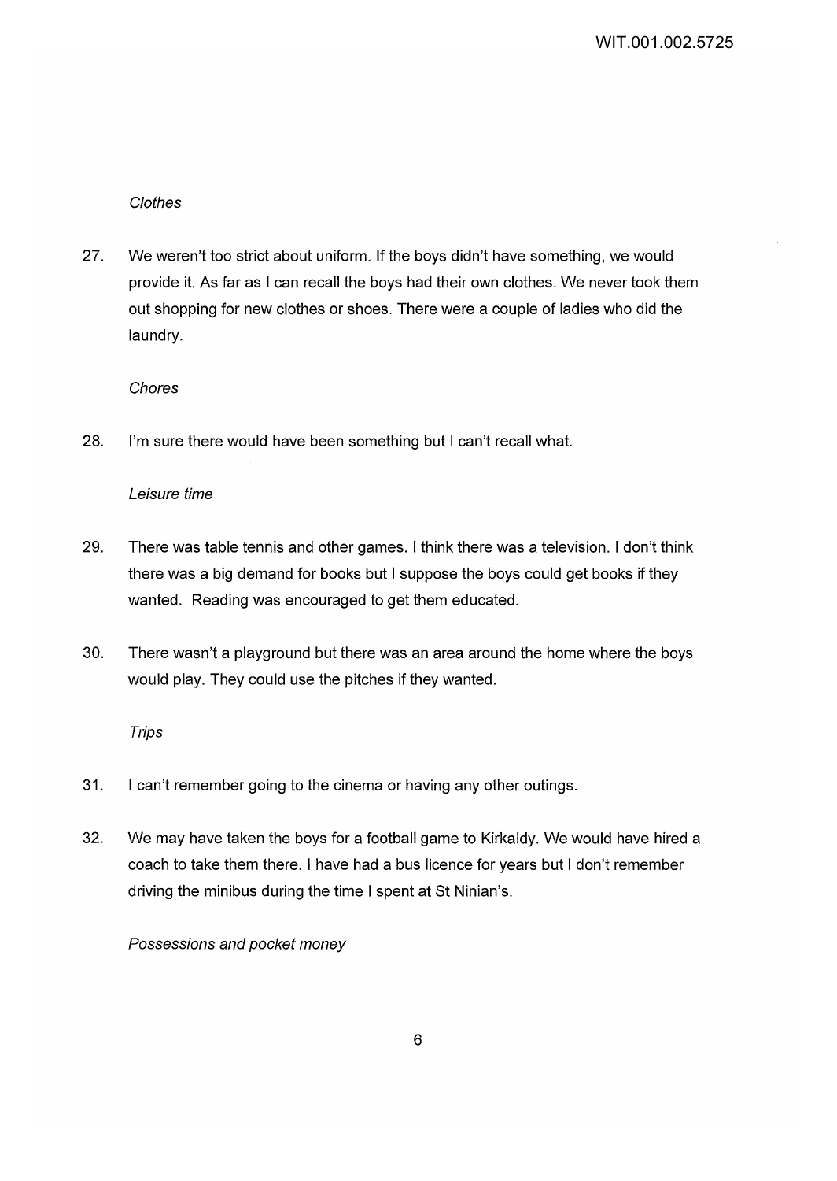*Clothes*

27. We weren't too strict about uniform. If the boys didn't have something, we would provide it. As far as I can recall the boys had their own clothes. We never took them out shopping for new clothes or shoes. There were a couple of ladies who did the laundry.

*Chores*

28. I'm sure there would have been something but I can't recall what.

*Leisure time*

29. There was table tennis and other games. I think there was a television. I don't think there was a big demand for books but I suppose the boys could get books if they wanted. Reading was encouraged to get them educated.

30. There wasn't a playground but there was an area around the home where the boys would play. They could use the pitches if they wanted.

*Trips*

31. I can't remember going to the cinema or having any other outings.

32. We may have taken the boys for a football game to Kirkaldy. We would have hired a coach to take them there. I have had a bus licence for years but I don't remember driving the minibus during the time I spent at St Ninian's.

*Possessions and pocket money*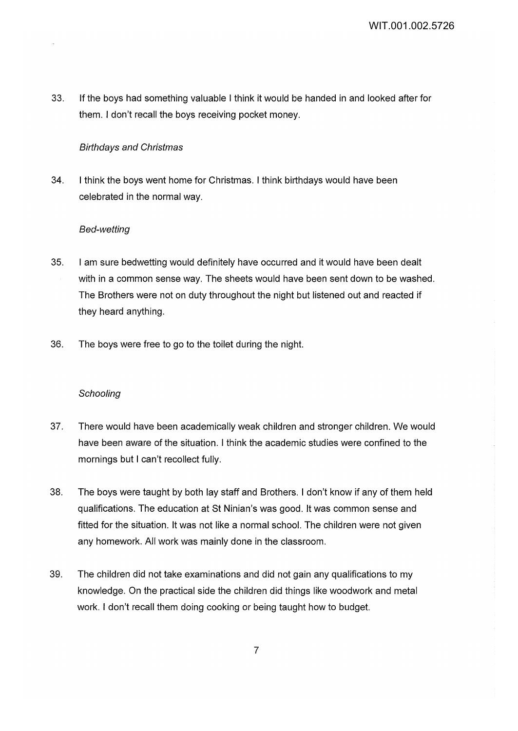33. If the boys had something valuable I think it would be handed in and looked after for them. I don't recall the boys receiving pocket money.

*Birthdays and Christmas*

34. I think the boys went home for Christmas. I think birthdays would have been celebrated in the normal way.

*Bed-wetting*

35. I am sure bedwetting would definitely have occurred and it would have been dealt with in a common sense way. The sheets would have been sent down to be washed. The Brothers were not on duty throughout the night but listened out and reacted if they heard anything.

36. The boys were free to go to the toilet during the night.

*Schooling*

37. There would have been academically weak children and stronger children. We would have been aware of the situation. I think the academic studies were confined to the mornings but I can't recollect fully.

38. The boys were taught by both lay staff and Brothers. I don't know if any of them held qualifications. The education at St Ninian's was good. It was common sense and fitted for the situation. It was not like a normal school. The children were not given any homework. All work was mainly done in the classroom.

39. The children did not take examinations and did not gain any qualifications to my knowledge. On the practical side the children did things like woodwork and metal work. I don't recall them doing cooking or being taught how to budget.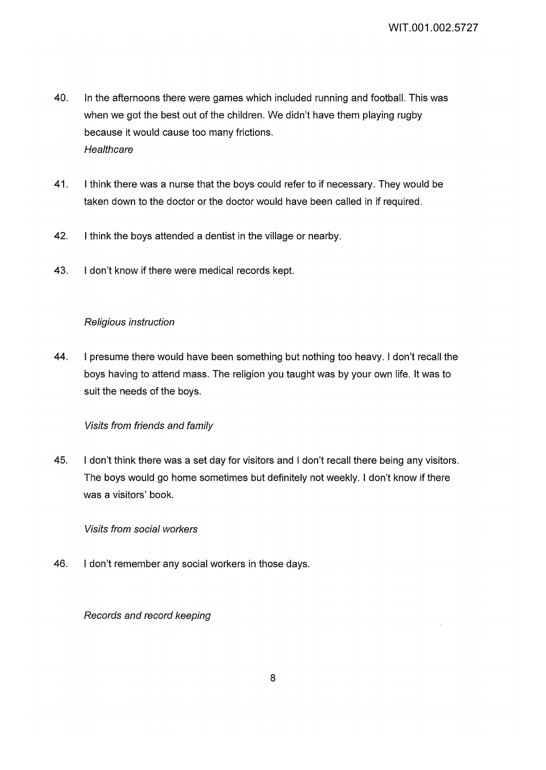40. In the afternoons there were games which included running and football. This was when we got the best out of the children. We didn't have them playing rugby because it would cause too many frictions.

*Healthcare*

41. I think there was a nurse that the boys could refer to if necessary. They would be taken down to the doctor or the doctor would have been called in if required.

42. I think the boys attended a dentist in the village or nearby.

43. I don't know if there were medical records kept.

*Religious instruction*

44. I presume there would have been something but nothing too heavy. I don't recall the boys having to attend mass. The religion you taught was by your own life. It was to suit the needs of the boys.

*Visits from friends and family*

45. I don't think there was a set day for visitors and I don't recall there being any visitors. The boys would go home sometimes but definitely not weekly. I don't know if there was a visitors' book.

*Visits from social workers*

46. I don't remember any social workers in those days.

*Records and record keeping*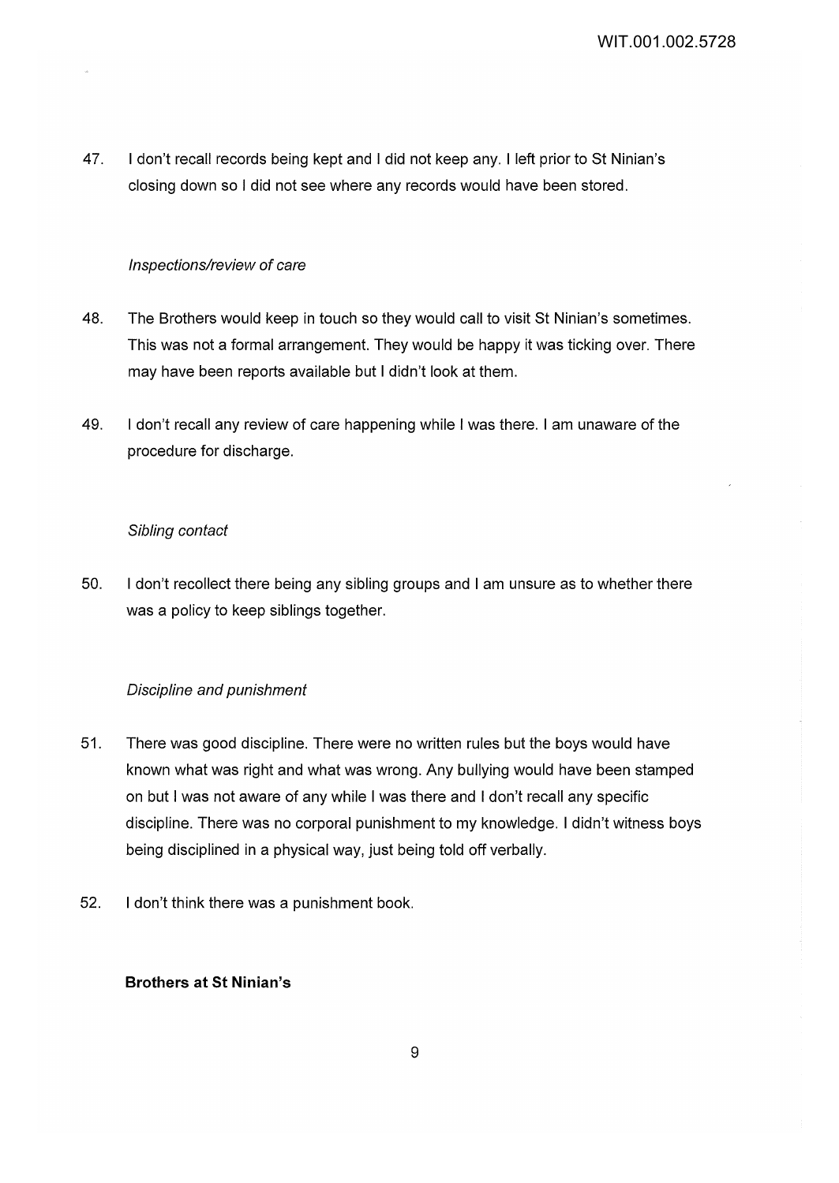47. I don't recall records being kept and I did not keep any. I left prior to St Ninian's closing down so I did not see where any records would have been stored.

*Inspections/review of care*

48. The Brothers would keep in touch so they would call to visit St Ninian's sometimes. This was not a formal arrangement. They would be happy it was ticking over. There may have been reports available but I didn't look at them.

49. I don't recall any review of care happening while I was there. I am unaware of the procedure for discharge.

*Sibling contact*

50. I don't recollect there being any sibling groups and I am unsure as to whether there was a policy to keep siblings together.

*Discipline and punishment*

51. There was good discipline. There were no written rules but the boys would have known what was right and what was wrong. Any bullying would have been stamped on but I was not aware of any while I was there and I don't recall any specific discipline. There was no corporal punishment to my knowledge. I didn't witness boys being disciplined in a physical way, just being told off verbally.

52. I don't think there was a punishment book.

**Brothers at St Ninian's**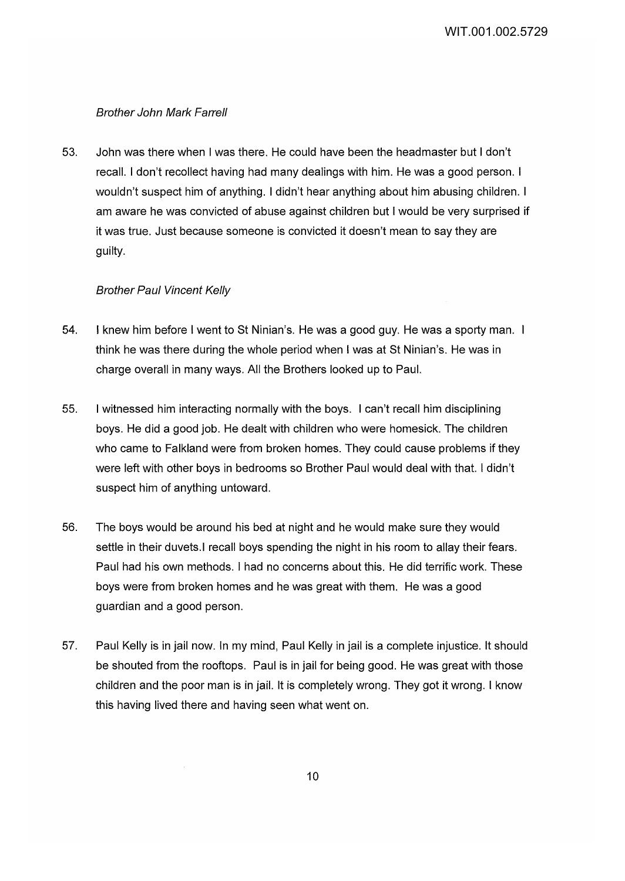*Brother John Mark Farrell*

53. John was there when I was there. He could have been the headmaster but I don't recall. I don't recollect having had many dealings with him. He was a good person. I wouldn't suspect him of anything. I didn't hear anything about him abusing children. I am aware he was convicted of abuse against children but I would be very surprised if it was true. Just because someone is convicted it doesn't mean to say they are guilty.

*Brother Paul Vincent Kelly*

54. I knew him before I went to St Ninian's. He was a good guy. He was a sporty man. I think he was there during the whole period when I was at St Ninian's. He was in charge overall in many ways. All the Brothers looked up to Paul.

55. I witnessed him interacting normally with the boys. I can't recall him disciplining boys. He did a good job. He dealt with children who were homesick. The children who came to Falkland were from broken homes. They could cause problems if they were left with other boys in bedrooms so Brother Paul would deal with that. I didn't suspect him of anything untoward.

56. The boys would be around his bed at night and he would make sure they would settle in their duvets.I recall boys spending the night in his room to allay their fears. Paul had his own methods. I had no concerns about this. He did terrific work. These boys were from broken homes and he was great with them. He was a good guardian and a good person.

57. Paul Kelly is in jail now. In my mind, Paul Kelly in jail is a complete injustice. It should be shouted from the rooftops. Paul is in jail for being good. He was great with those children and the poor man is in jail. It is completely wrong. They got it wrong. I know this having lived there and having seen what went on.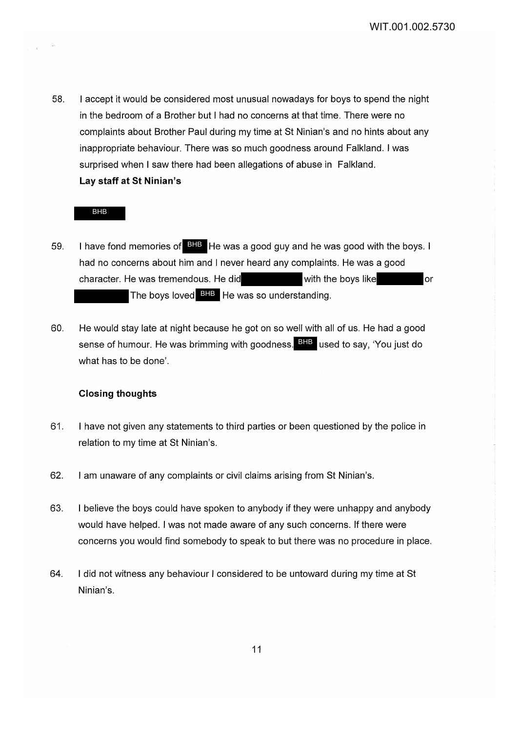58. I accept it would be considered most unusual nowadays for boys to spend the night in the bedroom of a Brother but I had no concerns at that time. There were no complaints about Brother Paul during my time at St Ninian's and no hints about any inappropriate behaviour. There was so much goodness around Falkland. I was surprised when I saw there had been allegations of abuse in Falkland.

**Lay staff at St Ninian's**

BHB

59. I have fond memories of BHB He was a good guy and he was good with the boys. I had no concerns about him and I never heard any complaints. He was a good character. He was tremendous. He did [REDACTED] with the boys like [REDACTED] or [REDACTED] The boys loved BHB He was so understanding.

60. He would stay late at night because he got on so well with all of us. He had a good sense of humour. He was brimming with goodness. BHB used to say, 'You just do what has to be done'.

**Closing thoughts**

61. I have not given any statements to third parties or been questioned by the police in relation to my time at St Ninian's.

62. I am unaware of any complaints or civil claims arising from St Ninian's.

63. I believe the boys could have spoken to anybody if they were unhappy and anybody would have helped. I was not made aware of any such concerns. If there were concerns you would find somebody to speak to but there was no procedure in place.

64. I did not witness any behaviour I considered to be untoward during my time at St Ninian's.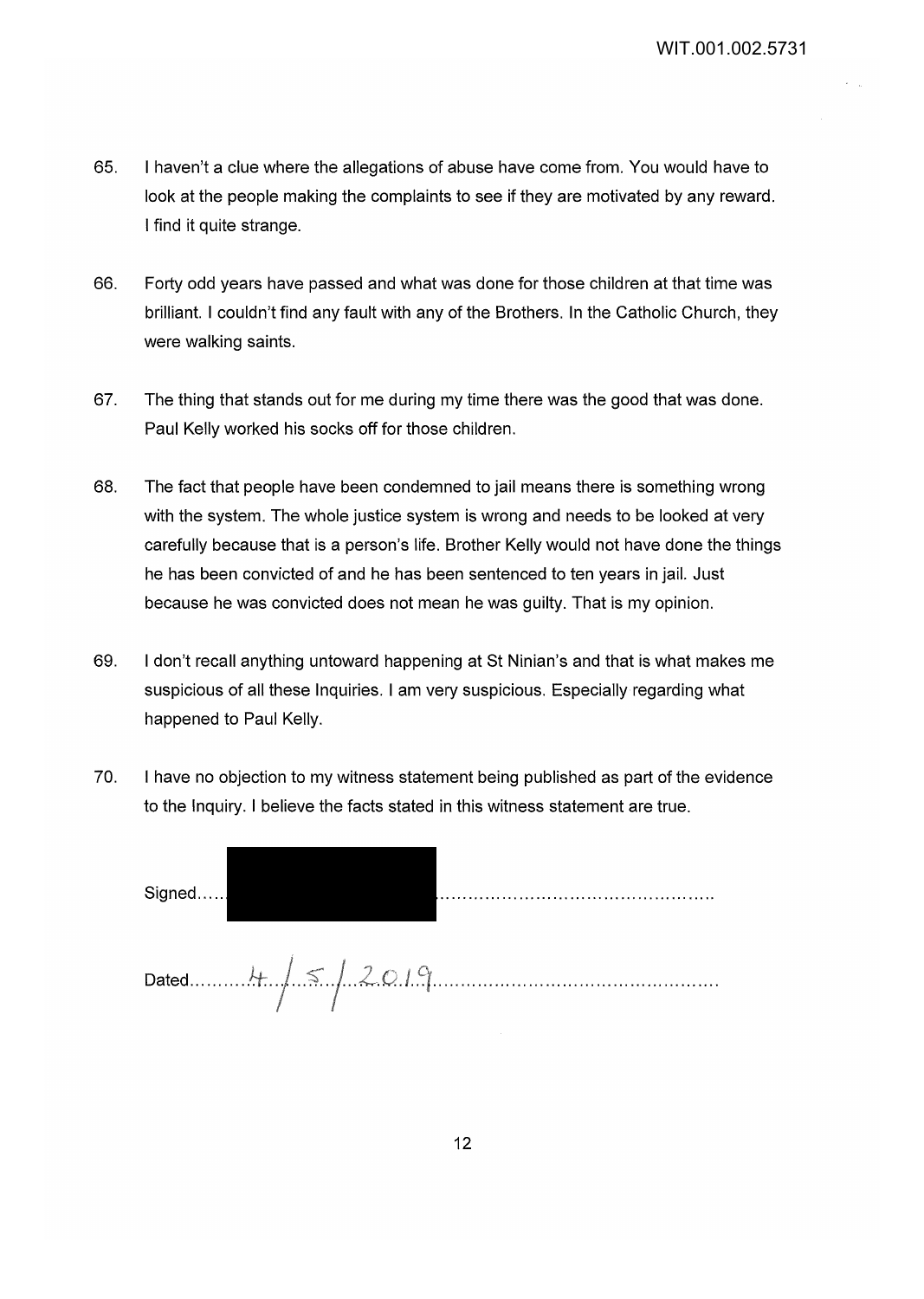65. I haven't a clue where the allegations of abuse have come from. You would have to look at the people making the complaints to see if they are motivated by any reward. I find it quite strange.

66. Forty odd years have passed and what was done for those children at that time was brilliant. I couldn't find any fault with any of the Brothers. In the Catholic Church, they were walking saints.

67. The thing that stands out for me during my time there was the good that was done. Paul Kelly worked his socks off for those children.

68. The fact that people have been condemned to jail means there is something wrong with the system. The whole justice system is wrong and needs to be looked at very carefully because that is a person's life. Brother Kelly would not have done the things he has been convicted of and he has been sentenced to ten years in jail. Just because he was convicted does not mean he was guilty. That is my opinion.

69. I don't recall anything untoward happening at St Ninian's and that is what makes me suspicious of all these Inquiries. I am very suspicious. Especially regarding what happened to Paul Kelly.

70. I have no objection to my witness statement being published as part of the evidence to the Inquiry. I believe the facts stated in this witness statement are true.

Signed..... [REDACTED] ................................................

Dated............4/5/2019................................................